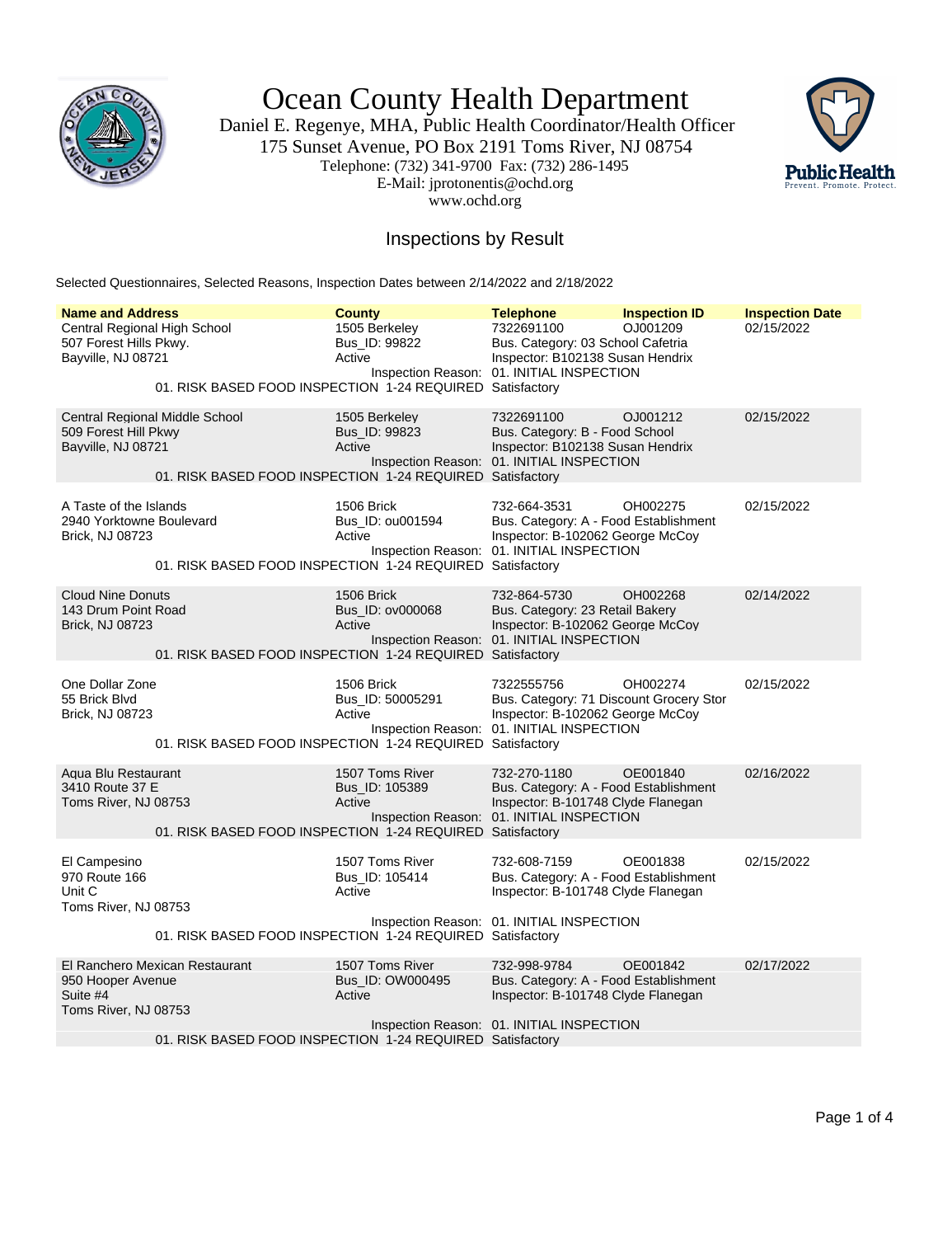# Ocean County Health Department

Daniel E. Regenye, MHA, Public Health Coordinator/Health Officer
175 Sunset Avenue, PO Box 2191 Toms River, NJ 08754
Telephone: (732) 341-9700 Fax: (732) 286-1495
E-Mail: jprotonentis@ochd.org
www.ochd.org

## Inspections by Result

Selected Questionnaires, Selected Reasons, Inspection Dates between 2/14/2022 and 2/18/2022

| Name and Address | County | Telephone | Inspection ID | Inspection Date |
|---|---|---|---|---|
| Central Regional High School<br>507 Forest Hills Pkwy.<br>Bayville, NJ 08721 | 1505 Berkeley<br>Bus_ID: 99822<br>Active | 7322691100<br>Bus. Category: 03 School Cafetria<br>Inspector: B102138 Susan Hendrix | OJ001209 | 02/15/2022 |
| Inspection Reason: 01. INITIAL INSPECTION<br>01. RISK BASED FOOD INSPECTION 1-24 REQUIRED Satisfactory | | | | |
| Central Regional Middle School<br>509 Forest Hill Pkwy<br>Bayville, NJ 08721 | 1505 Berkeley<br>Bus_ID: 99823<br>Active | 7322691100<br>Bus. Category: B - Food School<br>Inspector: B102138 Susan Hendrix | OJ001212 | 02/15/2022 |
| Inspection Reason: 01. INITIAL INSPECTION<br>01. RISK BASED FOOD INSPECTION 1-24 REQUIRED Satisfactory | | | | |
| A Taste of the Islands<br>2940 Yorktowne Boulevard<br>Brick, NJ 08723 | 1506 Brick<br>Bus_ID: ou001594<br>Active | 732-664-3531<br>Bus. Category: A - Food Establishment<br>Inspector: B-102062 George McCoy | OH002275 | 02/15/2022 |
| Inspection Reason: 01. INITIAL INSPECTION<br>01. RISK BASED FOOD INSPECTION 1-24 REQUIRED Satisfactory | | | | |
| Cloud Nine Donuts<br>143 Drum Point Road<br>Brick, NJ 08723 | 1506 Brick<br>Bus_ID: ov000068<br>Active | 732-864-5730<br>Bus. Category: 23 Retail Bakery<br>Inspector: B-102062 George McCoy | OH002268 | 02/14/2022 |
| Inspection Reason: 01. INITIAL INSPECTION<br>01. RISK BASED FOOD INSPECTION 1-24 REQUIRED Satisfactory | | | | |
| One Dollar Zone<br>55 Brick Blvd<br>Brick, NJ 08723 | 1506 Brick<br>Bus_ID: 50005291<br>Active | 7322555756<br>Bus. Category: 71 Discount Grocery Stor<br>Inspector: B-102062 George McCoy | OH002274 | 02/15/2022 |
| Inspection Reason: 01. INITIAL INSPECTION<br>01. RISK BASED FOOD INSPECTION 1-24 REQUIRED Satisfactory | | | | |
| Aqua Blu Restaurant<br>3410 Route 37 E<br>Toms River, NJ 08753 | 1507 Toms River<br>Bus_ID: 105389<br>Active | 732-270-1180<br>Bus. Category: A - Food Establishment<br>Inspector: B-101748 Clyde Flanegan | OE001840 | 02/16/2022 |
| Inspection Reason: 01. INITIAL INSPECTION<br>01. RISK BASED FOOD INSPECTION 1-24 REQUIRED Satisfactory | | | | |
| El Campesino<br>970 Route 166<br>Unit C<br>Toms River, NJ 08753 | 1507 Toms River<br>Bus_ID: 105414<br>Active | 732-608-7159<br>Bus. Category: A - Food Establishment<br>Inspector: B-101748 Clyde Flanegan | OE001838 | 02/15/2022 |
| Inspection Reason: 01. INITIAL INSPECTION<br>01. RISK BASED FOOD INSPECTION 1-24 REQUIRED Satisfactory | | | | |
| El Ranchero Mexican Restaurant<br>950 Hooper Avenue<br>Suite #4<br>Toms River, NJ 08753 | 1507 Toms River<br>Bus_ID: OW000495<br>Active | 732-998-9784<br>Bus. Category: A - Food Establishment<br>Inspector: B-101748 Clyde Flanegan | OE001842 | 02/17/2022 |
| Inspection Reason: 01. INITIAL INSPECTION<br>01. RISK BASED FOOD INSPECTION 1-24 REQUIRED Satisfactory | | | | |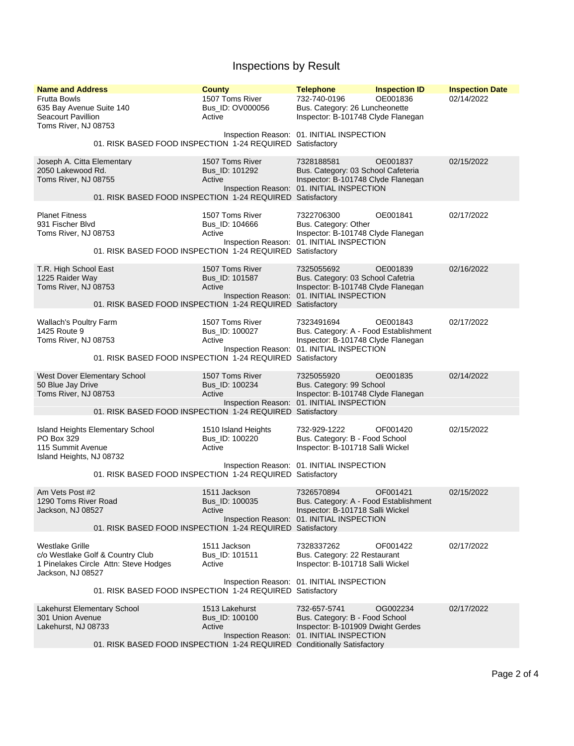# Inspections by Result

| Name and Address | County | Telephone | Inspection ID | Inspection Date |
| --- | --- | --- | --- | --- |
| Frutta Bowls<br>635 Bay Avenue Suite 140<br>Seacourt Pavillion<br>Toms River, NJ 08753 | 1507 Toms River<br>Bus_ID: OV000056<br>Active | 732-740-0196<br>Bus. Category: 26 Luncheonette<br>Inspector: B-101748 Clyde Flanegan | OE001836 | 02/14/2022 |
| 01. RISK BASED FOOD INSPECTION 1-24 REQUIRED | Inspection Reason: | 01. INITIAL INSPECTION<br>Satisfactory | | |
| Joseph A. Citta Elementary<br>2050 Lakewood Rd.<br>Toms River, NJ 08755 | 1507 Toms River<br>Bus_ID: 101292<br>Active | 7328188581<br>Bus. Category: 03 School Cafeteria<br>Inspector: B-101748 Clyde Flanegan | OE001837 | 02/15/2022 |
| 01. RISK BASED FOOD INSPECTION 1-24 REQUIRED | Inspection Reason: | 01. INITIAL INSPECTION<br>Satisfactory | | |
| Planet Fitness<br>931 Fischer Blvd<br>Toms River, NJ 08753 | 1507 Toms River<br>Bus_ID: 104666<br>Active | 7322706300<br>Bus. Category: Other<br>Inspector: B-101748 Clyde Flanegan | OE001841 | 02/17/2022 |
| 01. RISK BASED FOOD INSPECTION 1-24 REQUIRED | Inspection Reason: | 01. INITIAL INSPECTION<br>Satisfactory | | |
| T.R. High School East<br>1225 Raider Way<br>Toms River, NJ 08753 | 1507 Toms River<br>Bus_ID: 101587<br>Active | 7325055692<br>Bus. Category: 03 School Cafetria<br>Inspector: B-101748 Clyde Flanegan | OE001839 | 02/16/2022 |
| 01. RISK BASED FOOD INSPECTION 1-24 REQUIRED | Inspection Reason: | 01. INITIAL INSPECTION<br>Satisfactory | | |
| Wallach's Poultry Farm<br>1425 Route 9<br>Toms River, NJ 08753 | 1507 Toms River<br>Bus_ID: 100027<br>Active | 7323491694<br>Bus. Category: A - Food Establishment<br>Inspector: B-101748 Clyde Flanegan | OE001843 | 02/17/2022 |
| 01. RISK BASED FOOD INSPECTION 1-24 REQUIRED | Inspection Reason: | 01. INITIAL INSPECTION<br>Satisfactory | | |
| West Dover Elementary School<br>50 Blue Jay Drive<br>Toms River, NJ 08753 | 1507 Toms River<br>Bus_ID: 100234<br>Active | 7325055920<br>Bus. Category: 99 School<br>Inspector: B-101748 Clyde Flanegan | OE001835 | 02/14/2022 |
| 01. RISK BASED FOOD INSPECTION 1-24 REQUIRED | Inspection Reason: | 01. INITIAL INSPECTION<br>Satisfactory | | |
| Island Heights Elementary School<br>PO Box 329<br>115 Summit Avenue<br>Island Heights, NJ 08732 | 1510 Island Heights<br>Bus_ID: 100220<br>Active | 732-929-1222<br>Bus. Category: B - Food School<br>Inspector: B-101718 Salli Wickel | OF001420 | 02/15/2022 |
| 01. RISK BASED FOOD INSPECTION 1-24 REQUIRED | Inspection Reason: | 01. INITIAL INSPECTION<br>Satisfactory | | |
| Am Vets Post #2<br>1290 Toms River Road<br>Jackson, NJ 08527 | 1511 Jackson<br>Bus_ID: 100035<br>Active | 7326570894<br>Bus. Category: A - Food Establishment<br>Inspector: B-101718 Salli Wickel | OF001421 | 02/15/2022 |
| 01. RISK BASED FOOD INSPECTION 1-24 REQUIRED | Inspection Reason: | 01. INITIAL INSPECTION<br>Satisfactory | | |
| Westlake Grille<br>c/o Westlake Golf & Country Club<br>1 Pinelakes Circle Attn: Steve Hodges<br>Jackson, NJ 08527 | 1511 Jackson<br>Bus_ID: 101511<br>Active | 7328337262<br>Bus. Category: 22 Restaurant<br>Inspector: B-101718 Salli Wickel | OF001422 | 02/17/2022 |
| 01. RISK BASED FOOD INSPECTION 1-24 REQUIRED | Inspection Reason: | 01. INITIAL INSPECTION<br>Satisfactory | | |
| Lakehurst Elementary School<br>301 Union Avenue<br>Lakehurst, NJ 08733 | 1513 Lakehurst<br>Bus_ID: 100100<br>Active | 732-657-5741<br>Bus. Category: B - Food School<br>Inspector: B-101909 Dwight Gerdes | OG002234 | 02/17/2022 |
| 01. RISK BASED FOOD INSPECTION 1-24 REQUIRED | Inspection Reason: | 01. INITIAL INSPECTION<br>Conditionally Satisfactory | | |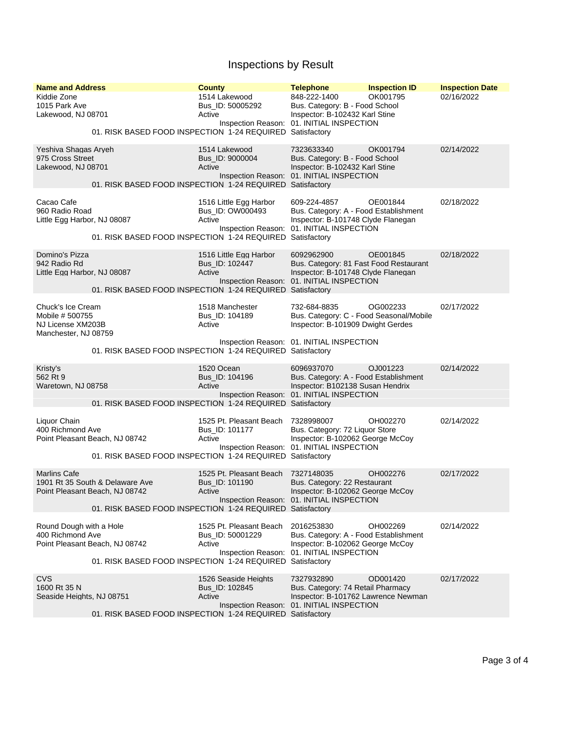# Inspections by Result

| Name and Address | County | Telephone | Inspection ID | Inspection Date |
|---|---|---|---|---|
| Kiddie Zone<br>1015 Park Ave<br>Lakewood, NJ 08701 | 1514 Lakewood<br>Bus_ID: 50005292<br>Active | 848-222-1400<br>Bus. Category: B - Food School<br>Inspector: B-102432 Karl Stine | OK001795 | 02/16/2022 |
| | Inspection Reason: | 01. INITIAL INSPECTION | | |
| 01. RISK BASED FOOD INSPECTION 1-24 REQUIRED | | Satisfactory | | |
| Yeshiva Shagas Aryeh<br>975 Cross Street<br>Lakewood, NJ 08701 | 1514 Lakewood<br>Bus_ID: 9000004<br>Active | 7323633340<br>Bus. Category: B - Food School<br>Inspector: B-102432 Karl Stine | OK001794 | 02/14/2022 |
| | Inspection Reason: | 01. INITIAL INSPECTION | | |
| 01. RISK BASED FOOD INSPECTION 1-24 REQUIRED | | Satisfactory | | |
| Cacao Cafe<br>960 Radio Road<br>Little Egg Harbor, NJ 08087 | 1516 Little Egg Harbor<br>Bus_ID: OW000493<br>Active | 609-224-4857<br>Bus. Category: A - Food Establishment<br>Inspector: B-101748 Clyde Flanegan | OE001844 | 02/18/2022 |
| | Inspection Reason: | 01. INITIAL INSPECTION | | |
| 01. RISK BASED FOOD INSPECTION 1-24 REQUIRED | | Satisfactory | | |
| Domino's Pizza<br>942 Radio Rd<br>Little Egg Harbor, NJ 08087 | 1516 Little Egg Harbor<br>Bus_ID: 102447<br>Active | 6092962900<br>Bus. Category: 81 Fast Food Restaurant<br>Inspector: B-101748 Clyde Flanegan | OE001845 | 02/18/2022 |
| | Inspection Reason: | 01. INITIAL INSPECTION | | |
| 01. RISK BASED FOOD INSPECTION 1-24 REQUIRED | | Satisfactory | | |
| Chuck's Ice Cream<br>Mobile # 500755<br>NJ License XM203B<br>Manchester, NJ 08759 | 1518 Manchester<br>Bus_ID: 104189<br>Active | 732-684-8835<br>Bus. Category: C - Food Seasonal/Mobile<br>Inspector: B-101909 Dwight Gerdes | OG002233 | 02/17/2022 |
| | Inspection Reason: | 01. INITIAL INSPECTION | | |
| 01. RISK BASED FOOD INSPECTION 1-24 REQUIRED | | Satisfactory | | |
| Kristy's<br>562 Rt 9<br>Waretown, NJ 08758 | 1520 Ocean<br>Bus_ID: 104196<br>Active | 6096937070<br>Bus. Category: A - Food Establishment<br>Inspector: B102138 Susan Hendrix | OJ001223 | 02/14/2022 |
| | Inspection Reason: | 01. INITIAL INSPECTION | | |
| 01. RISK BASED FOOD INSPECTION 1-24 REQUIRED | | Satisfactory | | |
| Liquor Chain<br>400 Richmond Ave<br>Point Pleasant Beach, NJ 08742 | 1525 Pt. Pleasant Beach<br>Bus_ID: 101177<br>Active | 7328998007<br>Bus. Category: 72 Liquor Store<br>Inspector: B-102062 George McCoy | OH002270 | 02/14/2022 |
| | Inspection Reason: | 01. INITIAL INSPECTION | | |
| 01. RISK BASED FOOD INSPECTION 1-24 REQUIRED | | Satisfactory | | |
| Marlins Cafe<br>1901 Rt 35 South & Delaware Ave<br>Point Pleasant Beach, NJ 08742 | 1525 Pt. Pleasant Beach<br>Bus_ID: 101190<br>Active | 7327148035<br>Bus. Category: 22 Restaurant<br>Inspector: B-102062 George McCoy | OH002276 | 02/17/2022 |
| | Inspection Reason: | 01. INITIAL INSPECTION | | |
| 01. RISK BASED FOOD INSPECTION 1-24 REQUIRED | | Satisfactory | | |
| Round Dough with a Hole<br>400 Richmond Ave<br>Point Pleasant Beach, NJ 08742 | 1525 Pt. Pleasant Beach<br>Bus_ID: 50001229<br>Active | 2016253830<br>Bus. Category: A - Food Establishment<br>Inspector: B-102062 George McCoy | OH002269 | 02/14/2022 |
| | Inspection Reason: | 01. INITIAL INSPECTION | | |
| 01. RISK BASED FOOD INSPECTION 1-24 REQUIRED | | Satisfactory | | |
| CVS<br>1600 Rt 35 N<br>Seaside Heights, NJ 08751 | 1526 Seaside Heights<br>Bus_ID: 102845<br>Active | 7327932890<br>Bus. Category: 74 Retail Pharmacy<br>Inspector: B-101762 Lawrence Newman | OD001420 | 02/17/2022 |
| | Inspection Reason: | 01. INITIAL INSPECTION | | |
| 01. RISK BASED FOOD INSPECTION 1-24 REQUIRED | | Satisfactory | | |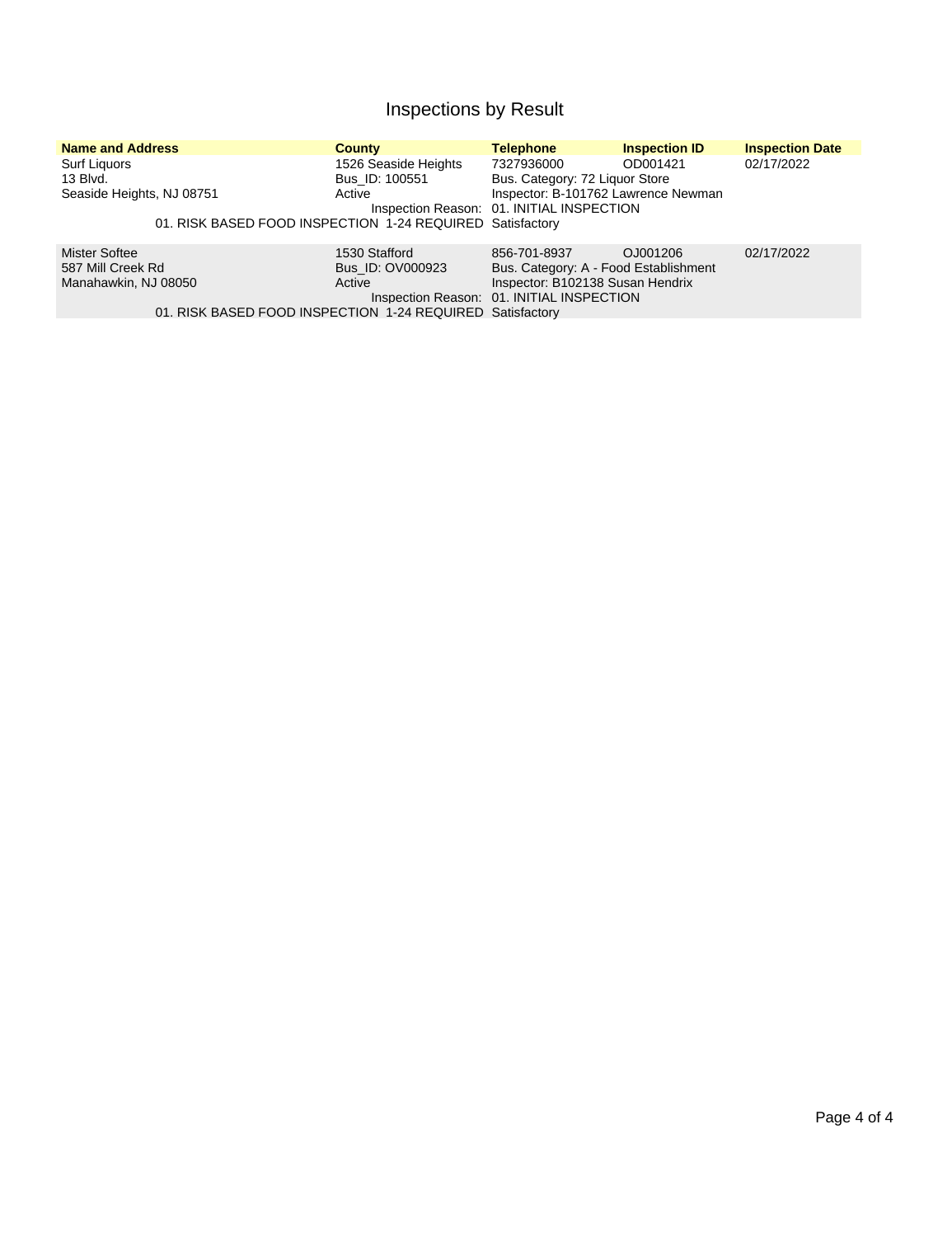# Inspections by Result

| Name and Address | County | Telephone | Inspection ID | Inspection Date |
|---|---|---|---|---|
| Surf Liquors | 1526 Seaside Heights | 7327936000 | OD001421 | 02/17/2022 |
| 13 Blvd. | Bus_ID: 100551 | Bus. Category: 72 Liquor Store | | |
| Seaside Heights, NJ 08751 | Active | Inspector: B-101762 Lawrence Newman | | |
| | Inspection Reason: | 01. INITIAL INSPECTION | | |
| 01. RISK BASED FOOD INSPECTION 1-24 REQUIRED | | Satisfactory | | |
| Mister Softee | 1530 Stafford | 856-701-8937 | OJ001206 | 02/17/2022 |
| 587 Mill Creek Rd | Bus_ID: OV000923 | Bus. Category: A - Food Establishment | | |
| Manahawkin, NJ 08050 | Active | Inspector: B102138 Susan Hendrix | | |
| | Inspection Reason: | 01. INITIAL INSPECTION | | |
| 01. RISK BASED FOOD INSPECTION 1-24 REQUIRED | | Satisfactory | | |